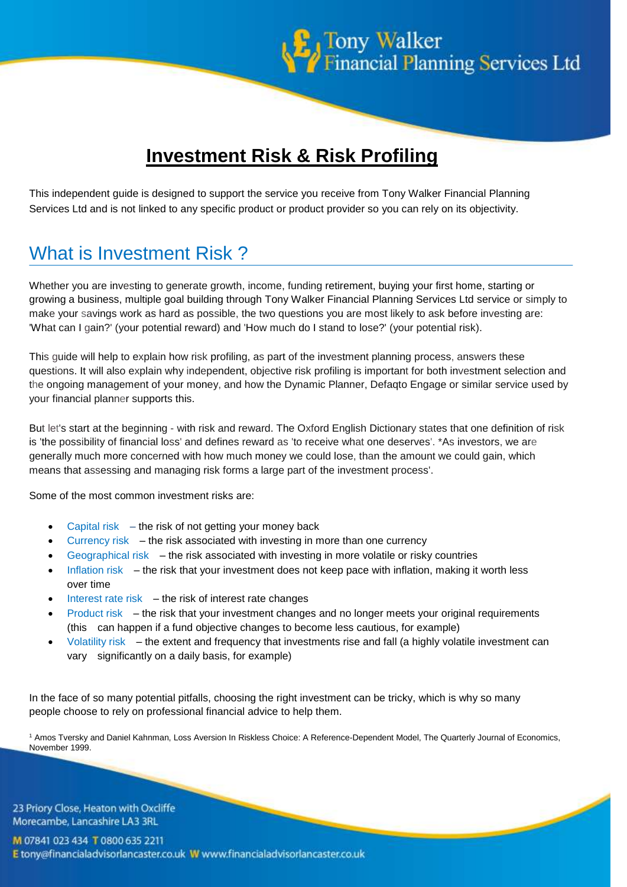# Investment Risk & Risk Profiling

This independent guide is designed to support the service you receive from Tony Walker Financial Planning Services Ltd and is not linked to any specific product or product provider so you can rely on its objectivity.

## What is Investment Risk ?

Whether you are investing to generate growth, income, funding retirement, buying your first home, starting or growing a business, multiple goal building through Tony Walker Financial Planning Services Ltd service or simply to make your savings work as hard as possible, the two questions you are most likely to ask before investing are: 'What can I gain?' (your potential reward) and 'How much do I stand to lose?' (your potential risk).

This guide will help to explain how risk profiling, as part of the investment planning process, answers these questions. It will also explain why independent, objective risk profiling is important for both investment selection and the ongoing management of your money, and how the Dynamic Planner, Defaqto Engage or similar service used by your financial planner supports this.

But let's start at the beginning - with risk and reward. The Oxford English Dictionary states that one definition of risk is 'the possibility of financial loss' and defines reward as 'to receive what one deserves'. *As investors, we are generally much more concerned with how much money we could lose, than the amount we could gain, which means that assessing and managing risk forms a large part of the investment process'.

Some of the most common investment risks are:

- Capital risk – the risk of not getting your money back
- Currency risk – the risk associated with investing in more than one currency
- Geographical risk – the risk associated with investing in more volatile or risky countries
- Inflation risk – the risk that your investment does not keep pace with inflation, making it worth less over time
- Interest rate risk – the risk of interest rate changes
- Product risk – the risk that your investment changes and no longer meets your original requirements (this can happen if a fund objective changes to become less cautious, for example)
- Volatility risk – the extent and frequency that investments rise and fall (a highly volatile investment can vary significantly on a daily basis, for example)

In the face of so many potential pitfalls, choosing the right investment can be tricky, which is why so many people choose to rely on professional financial advice to help them.

[1] Amos Tversky and Daniel Kahnman, Loss Aversion In Riskless Choice: A Reference-Dependent Model, The Quarterly Journal of Economics, November 1999.

23 Priory Close, Heaton with Oxcliffe
Morecambe, Lancashire LA3 3RL

M 07841 023 434 T 0800 635 2211
E tony@financialadvisorlancaster.co.uk W www.financialadvisorlancaster.co.uk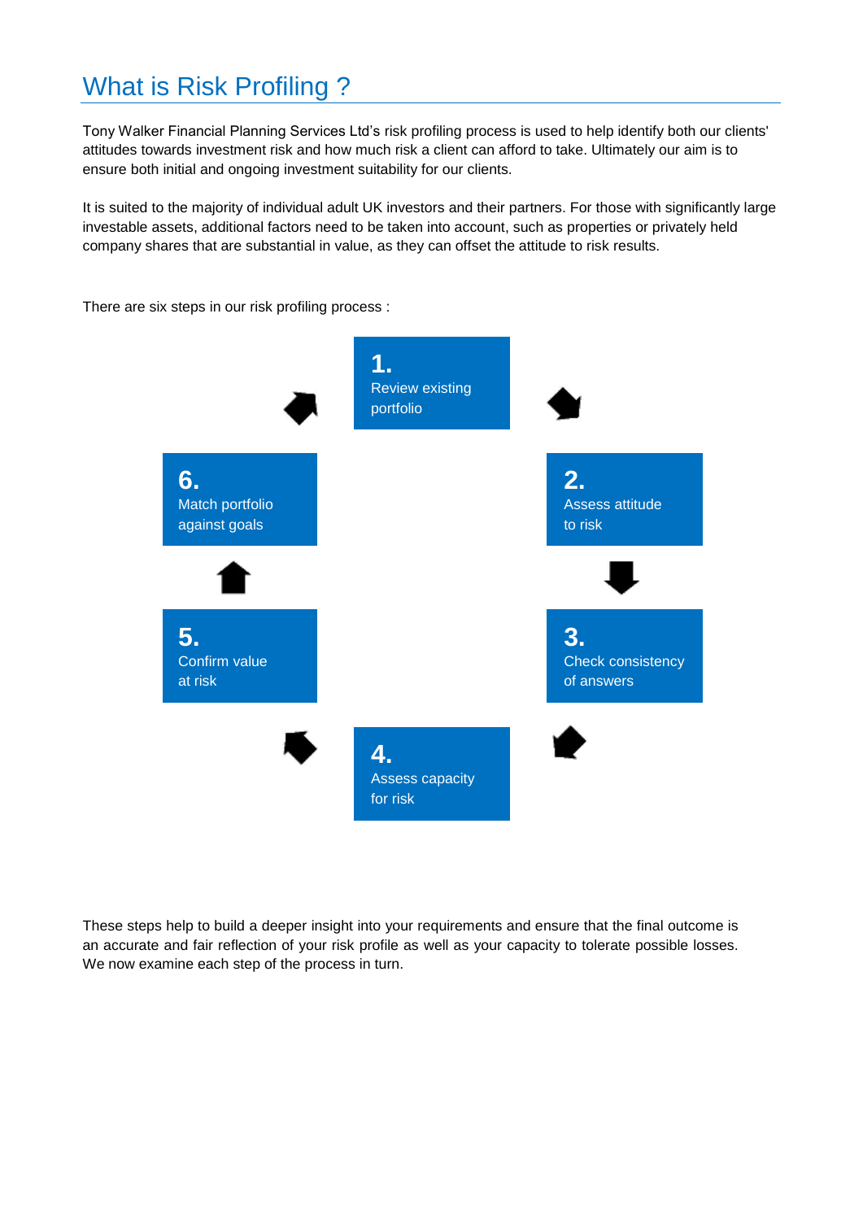# What is Risk Profiling ?

Tony Walker Financial Planning Services Ltd's risk profiling process is used to help identify both our clients' attitudes towards investment risk and how much risk a client can afford to take. Ultimately our aim is to ensure both initial and ongoing investment suitability for our clients.

It is suited to the majority of individual adult UK investors and their partners. For those with significantly large investable assets, additional factors need to be taken into account, such as properties or privately held company shares that are substantial in value, as they can offset the attitude to risk results.

There are six steps in our risk profiling process :

1. Review existing portfolio
2. Assess attitude to risk
3. Check consistency of answers
4. Assess capacity for risk
5. Confirm value at risk
6. Match portfolio against goals

These steps help to build a deeper insight into your requirements and ensure that the final outcome is an accurate and fair reflection of your risk profile as well as your capacity to tolerate possible losses. We now examine each step of the process in turn.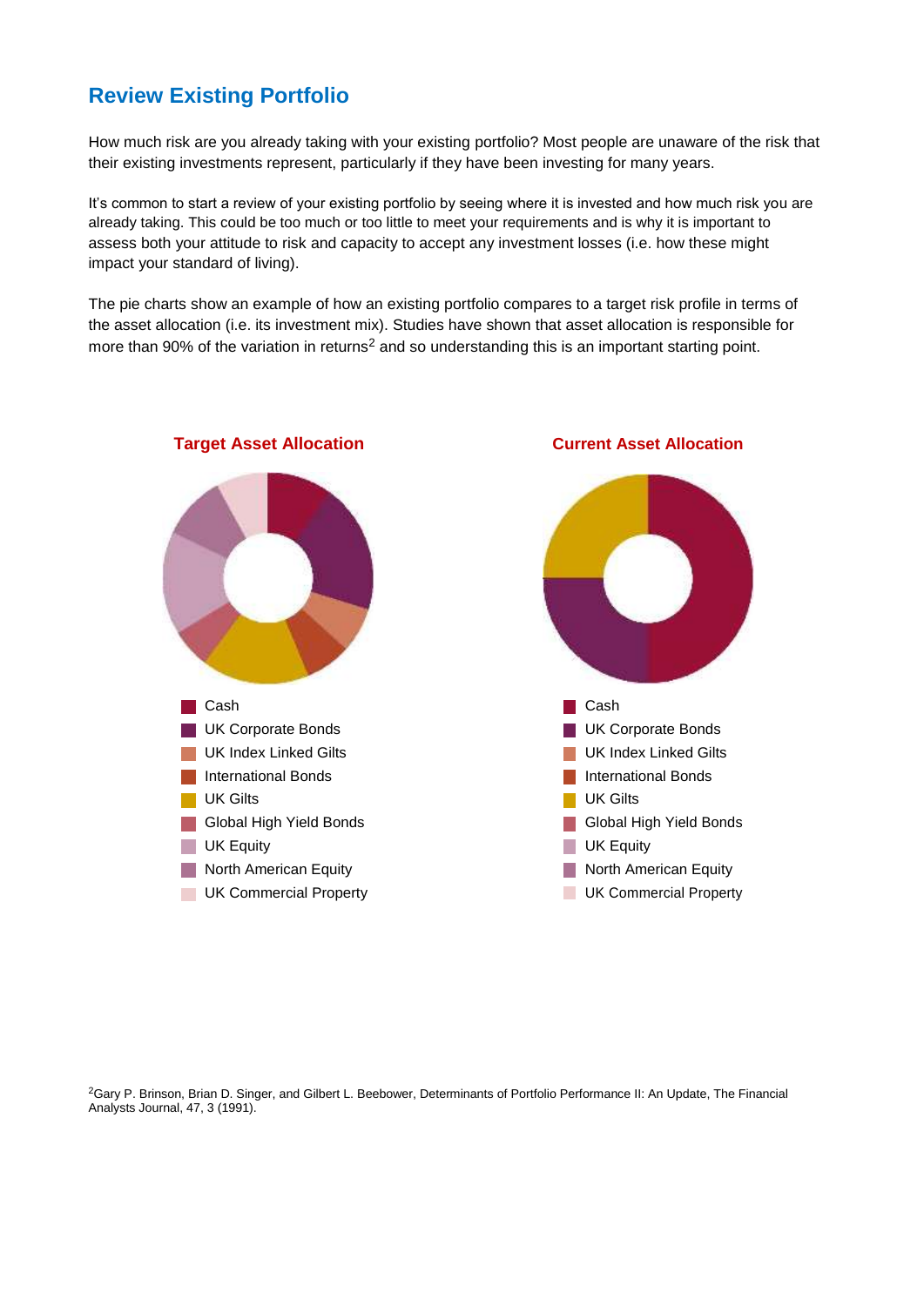## Review Existing Portfolio

How much risk are you already taking with your existing portfolio? Most people are unaware of the risk that their existing investments represent, particularly if they have been investing for many years.

It's common to start a review of your existing portfolio by seeing where it is invested and how much risk you are already taking. This could be too much or too little to meet your requirements and is why it is important to assess both your attitude to risk and capacity to accept any investment losses (i.e. how these might impact your standard of living).

The pie charts show an example of how an existing portfolio compares to a target risk profile in terms of the asset allocation (i.e. its investment mix). Studies have shown that asset allocation is responsible for more than 90% of the variation in returns[2] and so understanding this is an important starting point.

**Target Asset Allocation**

- Cash
- UK Corporate Bonds
- UK Index Linked Gilts
- International Bonds
- UK Gilts
- Global High Yield Bonds
- UK Equity
- North American Equity
- UK Commercial Property

**Current Asset Allocation**

- Cash
- UK Corporate Bonds
- UK Index Linked Gilts
- International Bonds
- UK Gilts
- Global High Yield Bonds
- UK Equity
- North American Equity
- UK Commercial Property

[2] Gary P. Brinson, Brian D. Singer, and Gilbert L. Beebower, Determinants of Portfolio Performance II: An Update, The Financial Analysts Journal, 47, 3 (1991).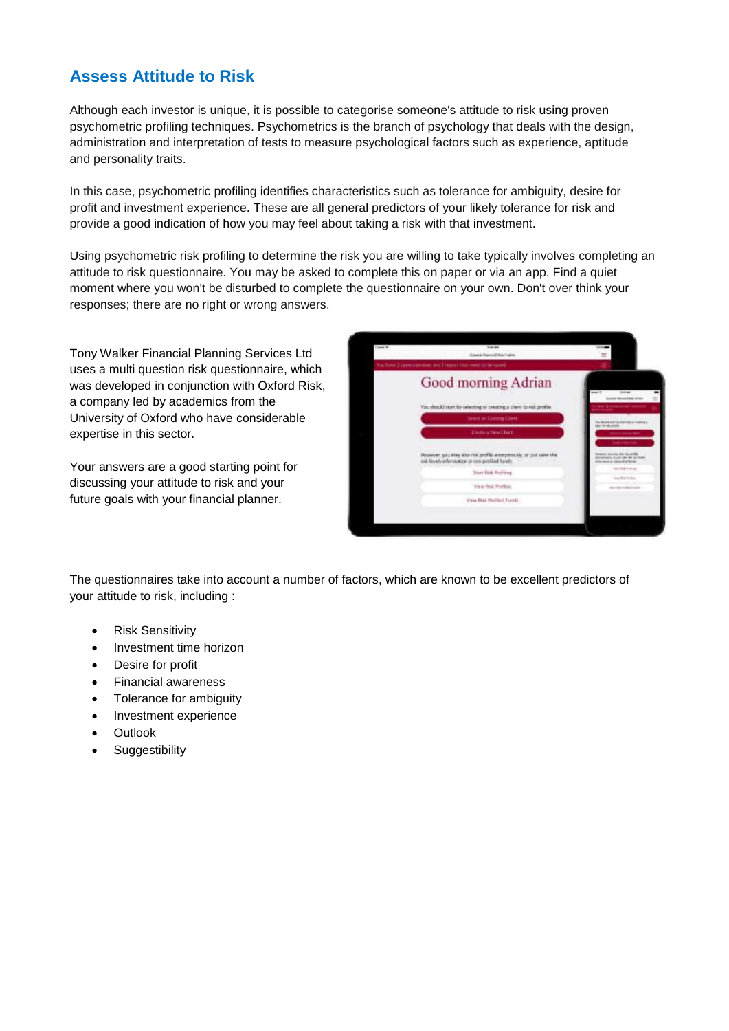## Assess Attitude to Risk

Although each investor is unique, it is possible to categorise someone's attitude to risk using proven psychometric profiling techniques. Psychometrics is the branch of psychology that deals with the design, administration and interpretation of tests to measure psychological factors such as experience, aptitude and personality traits.

In this case, psychometric profiling identifies characteristics such as tolerance for ambiguity, desire for profit and investment experience. These are all general predictors of your likely tolerance for risk and provide a good indication of how you may feel about taking a risk with that investment.

Using psychometric risk profiling to determine the risk you are willing to take typically involves completing an attitude to risk questionnaire. You may be asked to complete this on paper or via an app. Find a quiet moment where you won't be disturbed to complete the questionnaire on your own. Don't over think your responses; there are no right or wrong answers.

Tony Walker Financial Planning Services Ltd uses a multi question risk questionnaire, which was developed in conjunction with Oxford Risk, a company led by academics from the University of Oxford who have considerable expertise in this sector.

Your answers are a good starting point for discussing your attitude to risk and your future goals with your financial planner.

The questionnaires take into account a number of factors, which are known to be excellent predictors of your attitude to risk, including :

- Risk Sensitivity
- Investment time horizon
- Desire for profit
- Financial awareness
- Tolerance for ambiguity
- Investment experience
- Outlook
- Suggestibility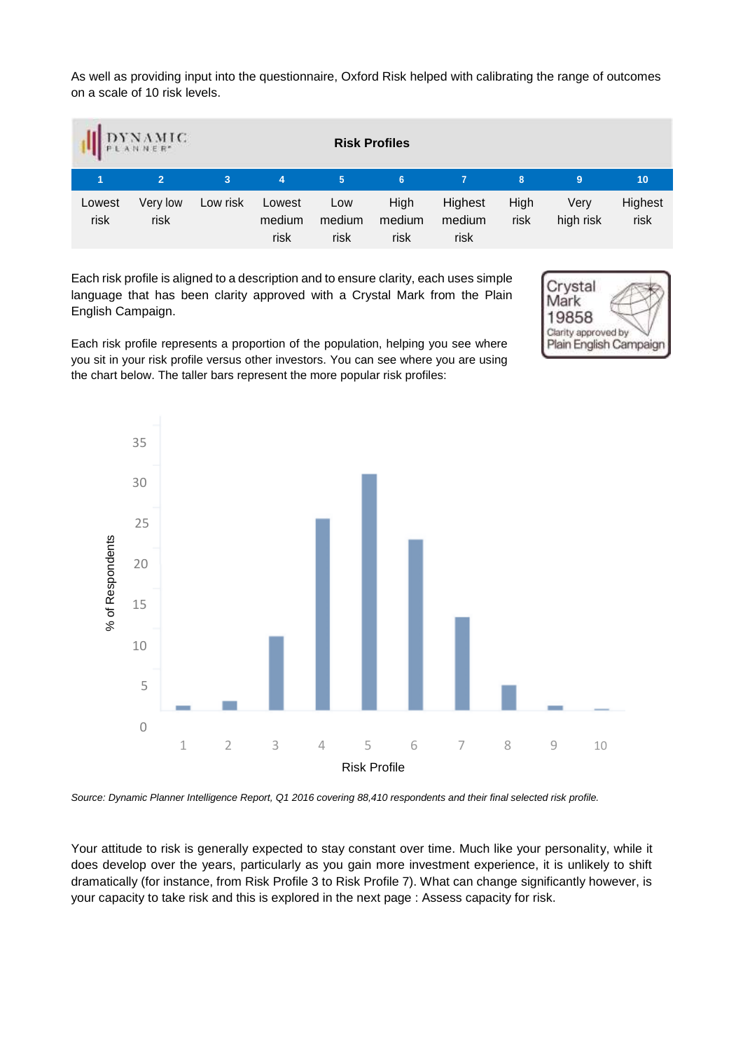As well as providing input into the questionnaire, Oxford Risk helped with calibrating the range of outcomes on a scale of 10 risk levels.

**Risk Profiles**

| 1 | 2 | 3 | 4 | 5 | 6 | 7 | 8 | 9 | 10 |
|---|---|---|---|---|---|---|---|---|---|
| Lowest risk | Very low risk | Low risk | Lowest medium risk | Low medium risk | High medium risk | Highest medium risk | High risk | Very high risk | Highest risk |

Each risk profile is aligned to a description and to ensure clarity, each uses simple language that has been clarity approved with a Crystal Mark from the Plain English Campaign.

Crystal Mark 19858 Clarity approved by Plain English Campaign

Each risk profile represents a proportion of the population, helping you see where you sit in your risk profile versus other investors. You can see where you are using the chart below. The taller bars represent the more popular risk profiles:

*Source: Dynamic Planner Intelligence Report, Q1 2016 covering 88,410 respondents and their final selected risk profile.*

Your attitude to risk is generally expected to stay constant over time. Much like your personality, while it does develop over the years, particularly as you gain more investment experience, it is unlikely to shift dramatically (for instance, from Risk Profile 3 to Risk Profile 7). What can change significantly however, is your capacity to take risk and this is explored in the next page : Assess capacity for risk.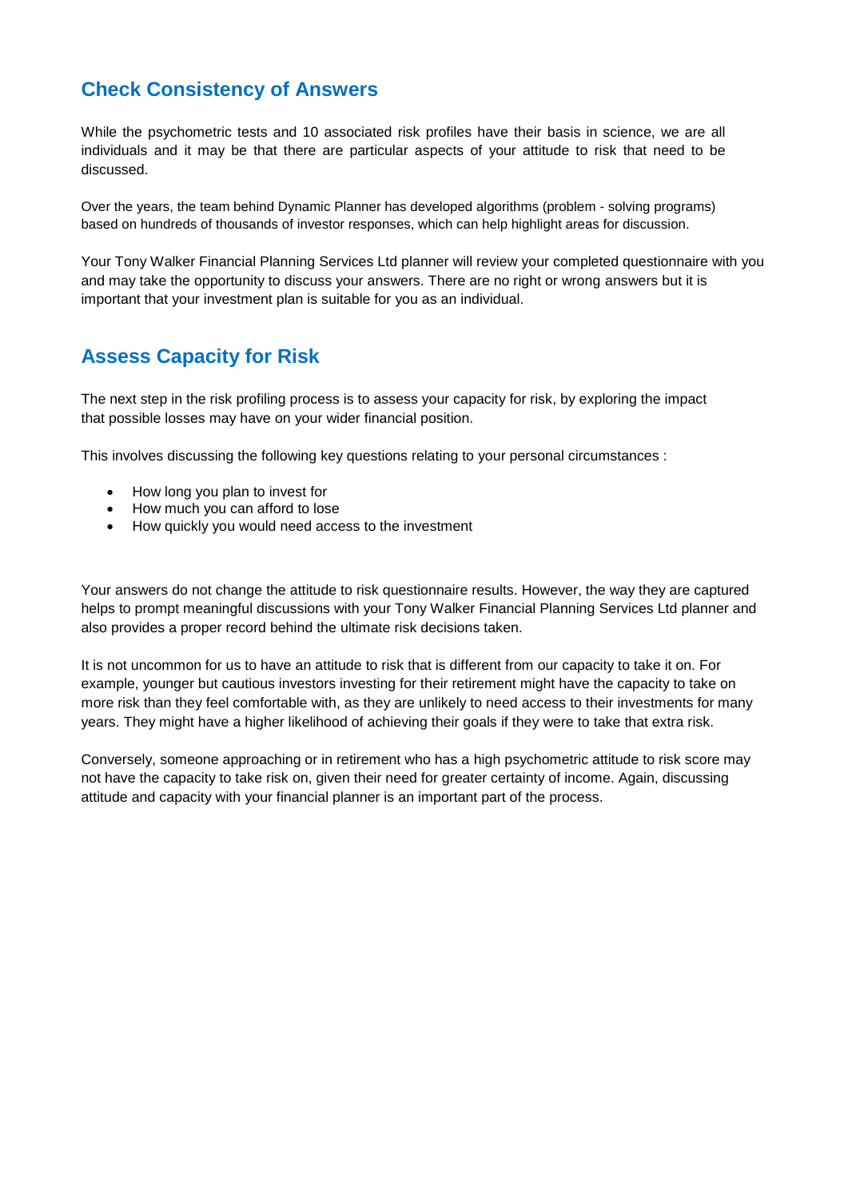## Check Consistency of Answers

While the psychometric tests and 10 associated risk profiles have their basis in science, we are all individuals and it may be that there are particular aspects of your attitude to risk that need to be discussed.

Over the years, the team behind Dynamic Planner has developed algorithms (problem - solving programs) based on hundreds of thousands of investor responses, which can help highlight areas for discussion.

Your Tony Walker Financial Planning Services Ltd planner will review your completed questionnaire with you and may take the opportunity to discuss your answers. There are no right or wrong answers but it is important that your investment plan is suitable for you as an individual.

## Assess Capacity for Risk

The next step in the risk profiling process is to assess your capacity for risk, by exploring the impact that possible losses may have on your wider financial position.

This involves discussing the following key questions relating to your personal circumstances :

- How long you plan to invest for
- How much you can afford to lose
- How quickly you would need access to the investment

Your answers do not change the attitude to risk questionnaire results. However, the way they are captured helps to prompt meaningful discussions with your Tony Walker Financial Planning Services Ltd planner and also provides a proper record behind the ultimate risk decisions taken.

It is not uncommon for us to have an attitude to risk that is different from our capacity to take it on. For example, younger but cautious investors investing for their retirement might have the capacity to take on more risk than they feel comfortable with, as they are unlikely to need access to their investments for many years. They might have a higher likelihood of achieving their goals if they were to take that extra risk.

Conversely, someone approaching or in retirement who has a high psychometric attitude to risk score may not have the capacity to take risk on, given their need for greater certainty of income. Again, discussing attitude and capacity with your financial planner is an important part of the process.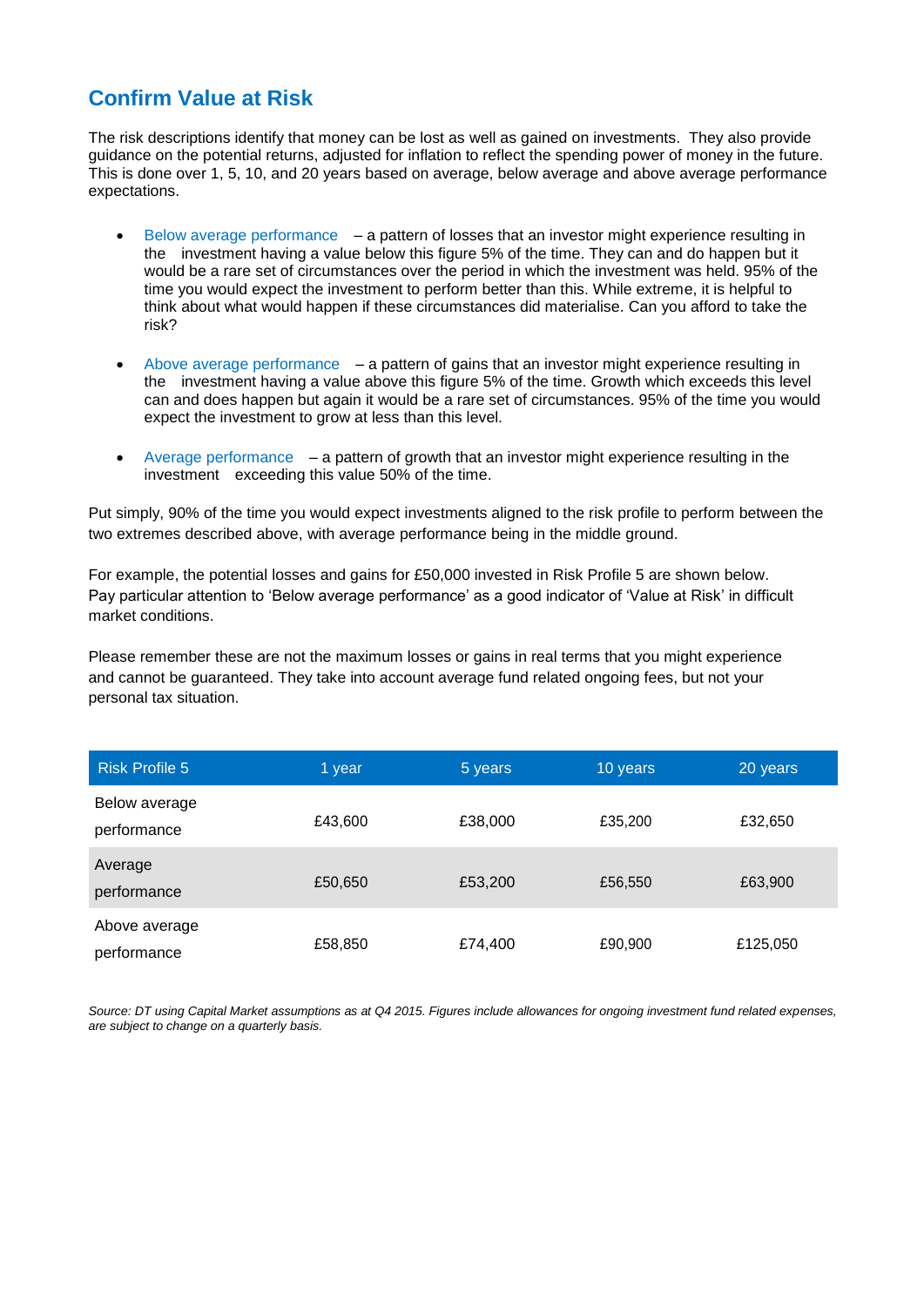## Confirm Value at Risk

The risk descriptions identify that money can be lost as well as gained on investments. They also provide guidance on the potential returns, adjusted for inflation to reflect the spending power of money in the future. This is done over 1, 5, 10, and 20 years based on average, below average and above average performance expectations.

- Below average performance – a pattern of losses that an investor might experience resulting in the investment having a value below this figure 5% of the time. They can and do happen but it would be a rare set of circumstances over the period in which the investment was held. 95% of the time you would expect the investment to perform better than this. While extreme, it is helpful to think about what would happen if these circumstances did materialise. Can you afford to take the risk?

- Above average performance – a pattern of gains that an investor might experience resulting in the investment having a value above this figure 5% of the time. Growth which exceeds this level can and does happen but again it would be a rare set of circumstances. 95% of the time you would expect the investment to grow at less than this level.

- Average performance – a pattern of growth that an investor might experience resulting in the investment exceeding this value 50% of the time.

Put simply, 90% of the time you would expect investments aligned to the risk profile to perform between the two extremes described above, with average performance being in the middle ground.

For example, the potential losses and gains for £50,000 invested in Risk Profile 5 are shown below. Pay particular attention to 'Below average performance' as a good indicator of 'Value at Risk' in difficult market conditions.

Please remember these are not the maximum losses or gains in real terms that you might experience and cannot be guaranteed. They take into account average fund related ongoing fees, but not your personal tax situation.

| Risk Profile 5 | 1 year | 5 years | 10 years | 20 years |
|---|---|---|---|---|
| Below average performance | £43,600 | £38,000 | £35,200 | £32,650 |
| Average performance | £50,650 | £53,200 | £56,550 | £63,900 |
| Above average performance | £58,850 | £74,400 | £90,900 | £125,050 |

*Source: DT using Capital Market assumptions as at Q4 2015. Figures include allowances for ongoing investment fund related expenses, are subject to change on a quarterly basis.*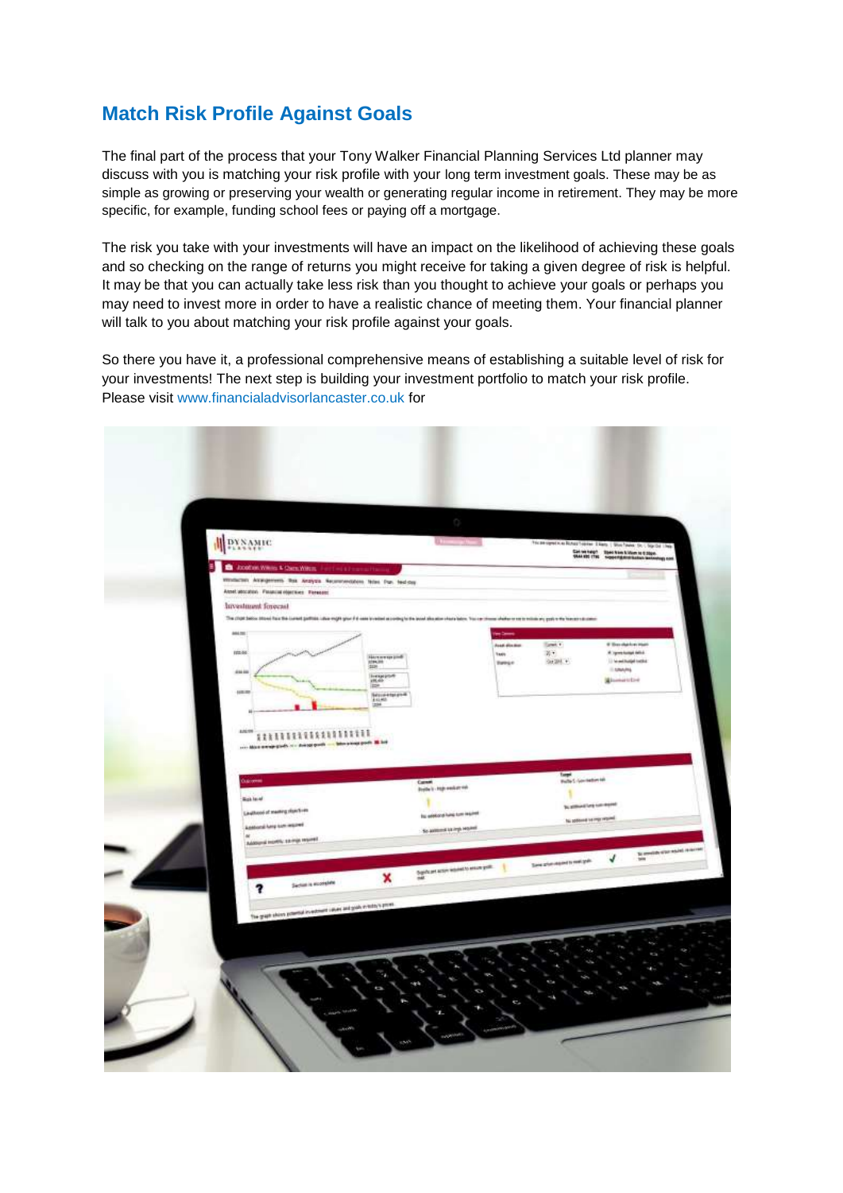## Match Risk Profile Against Goals

The final part of the process that your Tony Walker Financial Planning Services Ltd planner may discuss with you is matching your risk profile with your long term investment goals. These may be as simple as growing or preserving your wealth or generating regular income in retirement. They may be more specific, for example, funding school fees or paying off a mortgage.

The risk you take with your investments will have an impact on the likelihood of achieving these goals and so checking on the range of returns you might receive for taking a given degree of risk is helpful. It may be that you can actually take less risk than you thought to achieve your goals or perhaps you may need to invest more in order to have a realistic chance of meeting them. Your financial planner will talk to you about matching your risk profile against your goals.

So there you have it, a professional comprehensive means of establishing a suitable level of risk for your investments! The next step is building your investment portfolio to match your risk profile. Please visit www.financialadvisorlancaster.co.uk for